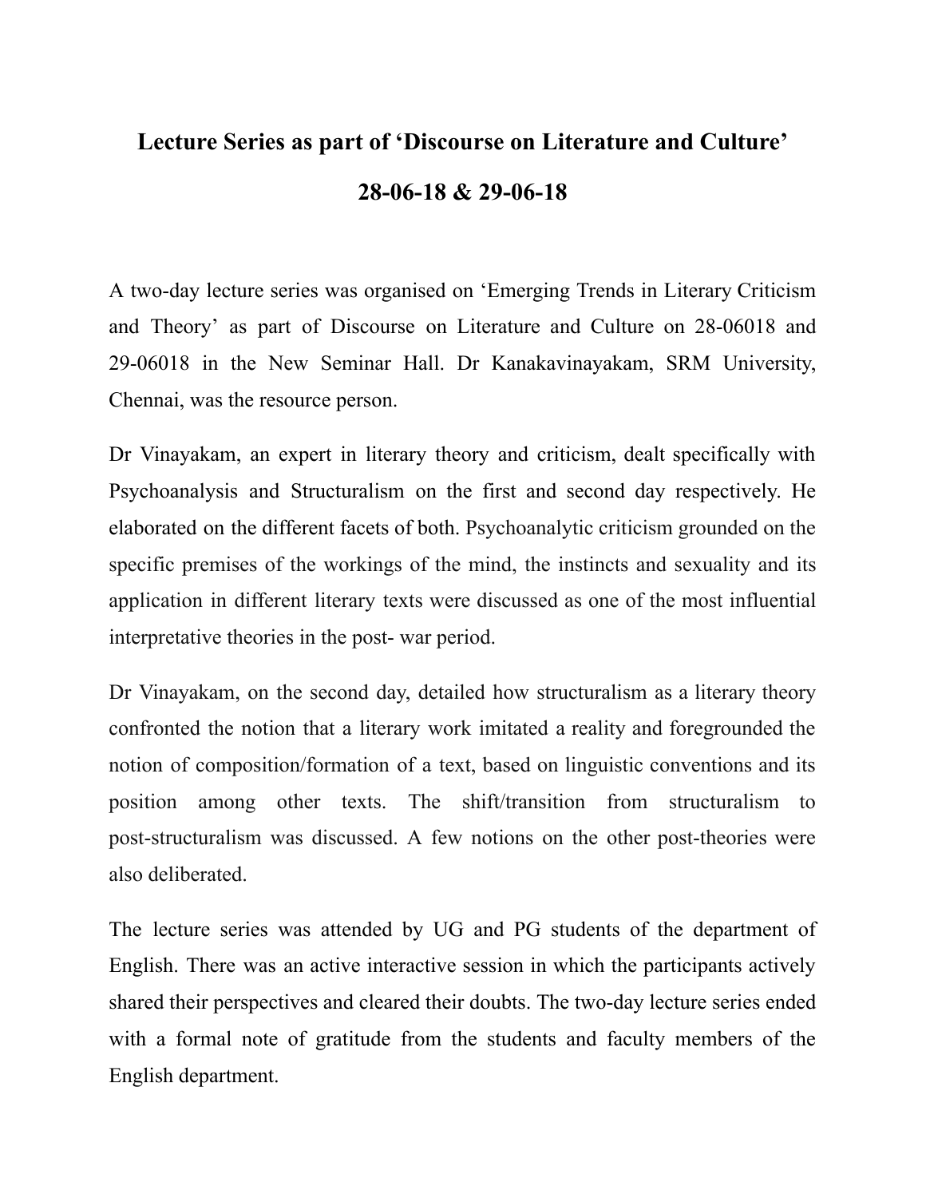# Lecture Series as part of 'Discourse on Literature and Culture'

## 28-06-18 & 29-06-18

A two-day lecture series was organised on 'Emerging Trends in Literary Criticism and Theory' as part of Discourse on Literature and Culture on 28-06018 and 29-06018 in the New Seminar Hall. Dr Kanakavinayakam, SRM University, Chennai, was the resource person.

Dr Vinayakam, an expert in literary theory and criticism, dealt specifically with Psychoanalysis and Structuralism on the first and second day respectively. He elaborated on the different facets of both. Psychoanalytic criticism grounded on the specific premises of the workings of the mind, the instincts and sexuality and its application in different literary texts were discussed as one of the most influential interpretative theories in the post- war period.

Dr Vinayakam, on the second day, detailed how structuralism as a literary theory confronted the notion that a literary work imitated a reality and foregrounded the notion of composition/formation of a text, based on linguistic conventions and its position among other texts. The shift/transition from structuralism to post-structuralism was discussed. A few notions on the other post-theories were also deliberated.

The lecture series was attended by UG and PG students of the department of English. There was an active interactive session in which the participants actively shared their perspectives and cleared their doubts. The two-day lecture series ended with a formal note of gratitude from the students and faculty members of the English department.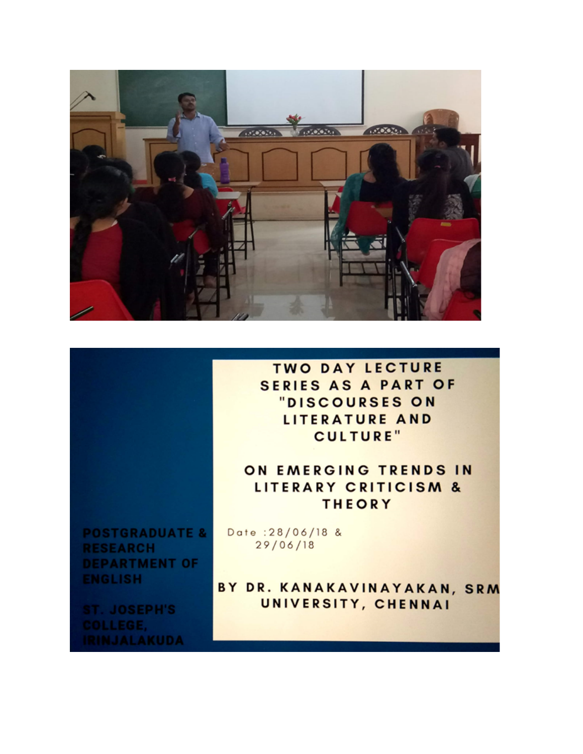TWO DAY LECTURE SERIES AS A PART OF "DISCOURSES ON LITERATURE AND CULTURE"

ON EMERGING TRENDS IN LITERARY CRITICISM & THEORY

Date :28/06/18 & 29/06/18

BY DR. KANAKAVINAYAKAN, SRM UNIVERSITY, CHENNAI

POSTGRADUATE & RESEARCH DEPARTMENT OF ENGLISH

ST. JOSEPH'S COLLEGE, IRINJALAKUDA